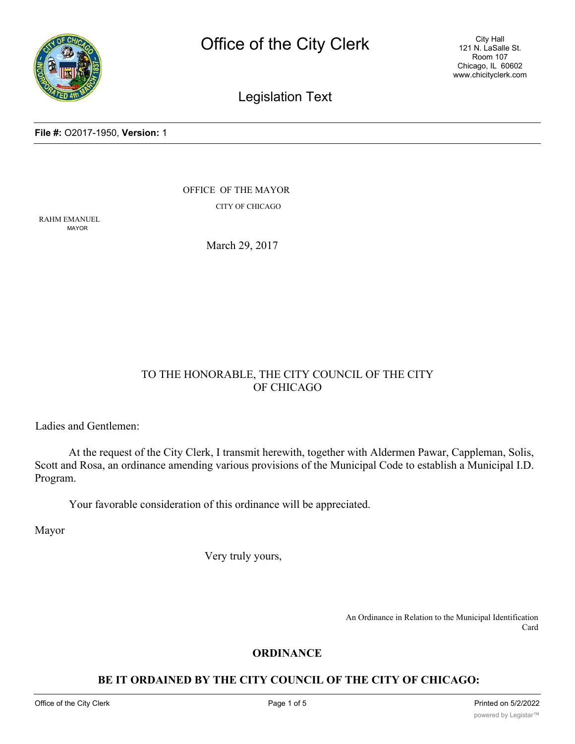# Office of the City Clerk

City Hall
121 N. LaSalle St.
Room 107
Chicago, IL 60602
www.chicityclerk.com

## Legislation Text

**File #:** O2017-1950, **Version:** 1

OFFICE OF THE MAYOR

CITY OF CHICAGO

RAHM EMANUEL
MAYOR

March 29, 2017

TO THE HONORABLE, THE CITY COUNCIL OF THE CITY OF CHICAGO

Ladies and Gentlemen:

At the request of the City Clerk, I transmit herewith, together with Aldermen Pawar, Cappleman, Solis, Scott and Rosa, an ordinance amending various provisions of the Municipal Code to establish a Municipal I.D. Program.

Your favorable consideration of this ordinance will be appreciated.

Mayor

Very truly yours,

An Ordinance in Relation to the Municipal Identification Card

## ORDINANCE

### BE IT ORDAINED BY THE CITY COUNCIL OF THE CITY OF CHICAGO: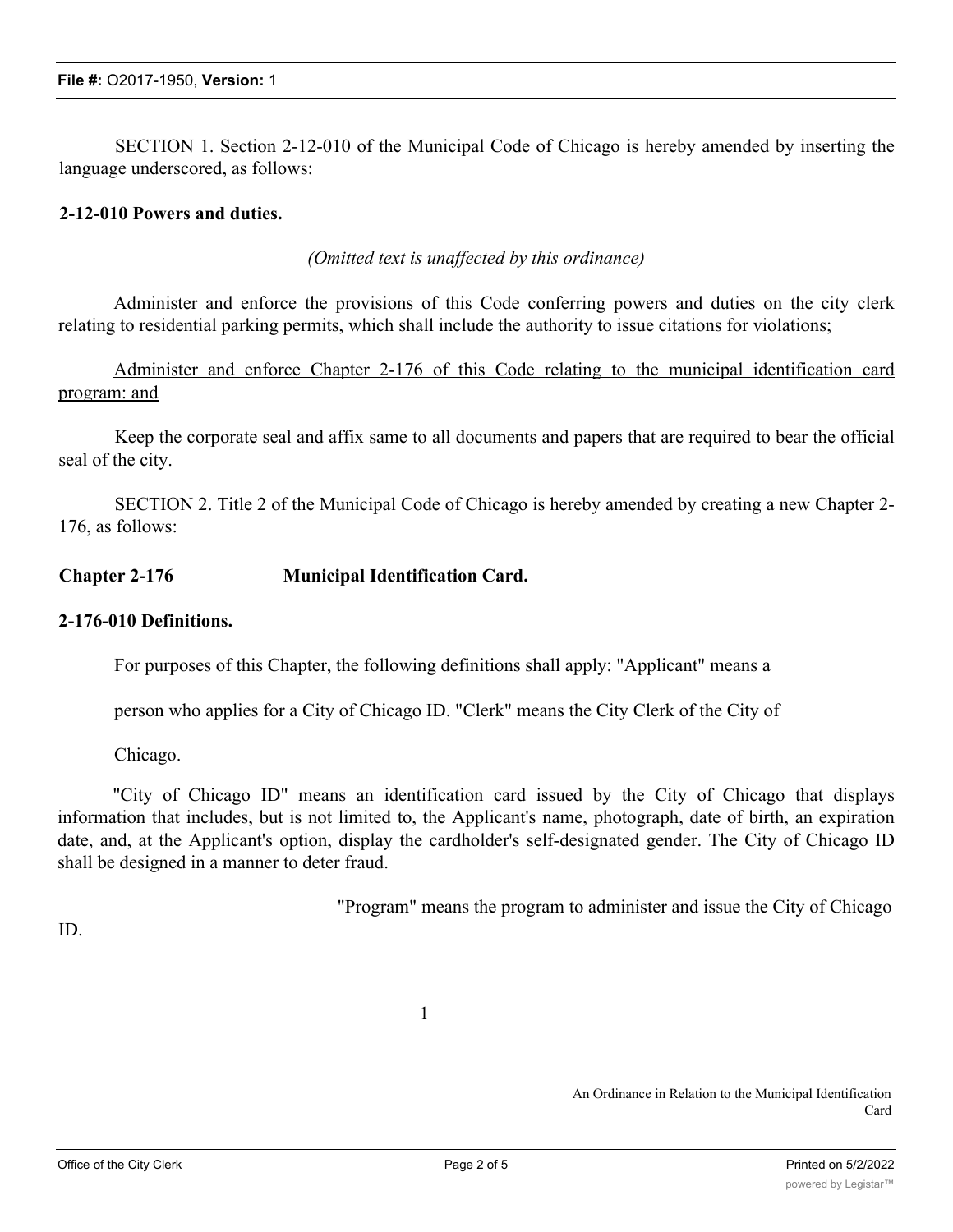SECTION 1. Section 2-12-010 of the Municipal Code of Chicago is hereby amended by inserting the language underscored, as follows:

**2-12-010 Powers and duties.**

*(Omitted text is unaffected by this ordinance)*

Administer and enforce the provisions of this Code conferring powers and duties on the city clerk relating to residential parking permits, which shall include the authority to issue citations for violations;

<u>Administer and enforce Chapter 2-176 of this Code relating to the municipal identification card program: and</u>

Keep the corporate seal and affix same to all documents and papers that are required to bear the official seal of the city.

SECTION 2. Title 2 of the Municipal Code of Chicago is hereby amended by creating a new Chapter 2-176, as follows:

**Chapter 2-176 Municipal Identification Card.**

**2-176-010 Definitions.**

For purposes of this Chapter, the following definitions shall apply: "Applicant" means a person who applies for a City of Chicago ID. "Clerk" means the City Clerk of the City of Chicago.

"City of Chicago ID" means an identification card issued by the City of Chicago that displays information that includes, but is not limited to, the Applicant's name, photograph, date of birth, an expiration date, and, at the Applicant's option, display the cardholder's self-designated gender. The City of Chicago ID shall be designed in a manner to deter fraud.

"Program" means the program to administer and issue the City of Chicago ID.

An Ordinance in Relation to the Municipal Identification Card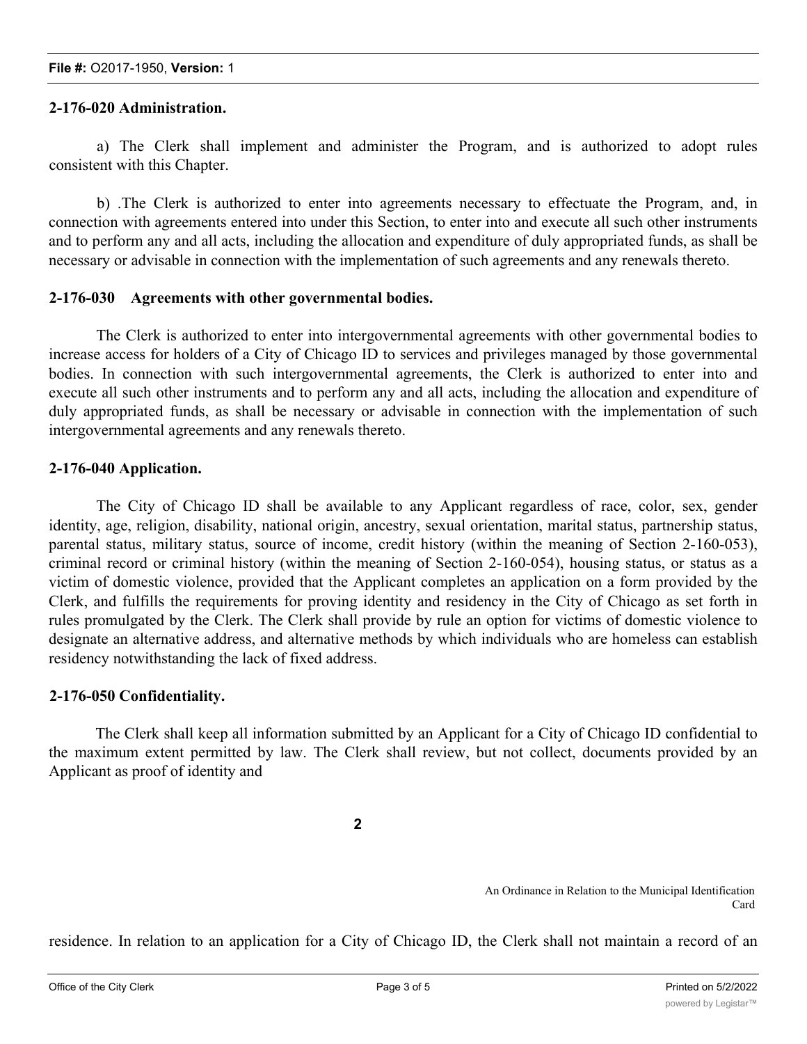**2-176-020 Administration.**

a) The Clerk shall implement and administer the Program, and is authorized to adopt rules consistent with this Chapter.

b) .The Clerk is authorized to enter into agreements necessary to effectuate the Program, and, in connection with agreements entered into under this Section, to enter into and execute all such other instruments and to perform any and all acts, including the allocation and expenditure of duly appropriated funds, as shall be necessary or advisable in connection with the implementation of such agreements and any renewals thereto.

**2-176-030 Agreements with other governmental bodies.**

The Clerk is authorized to enter into intergovernmental agreements with other governmental bodies to increase access for holders of a City of Chicago ID to services and privileges managed by those governmental bodies. In connection with such intergovernmental agreements, the Clerk is authorized to enter into and execute all such other instruments and to perform any and all acts, including the allocation and expenditure of duly appropriated funds, as shall be necessary or advisable in connection with the implementation of such intergovernmental agreements and any renewals thereto.

**2-176-040 Application.**

The City of Chicago ID shall be available to any Applicant regardless of race, color, sex, gender identity, age, religion, disability, national origin, ancestry, sexual orientation, marital status, partnership status, parental status, military status, source of income, credit history (within the meaning of Section 2-160-053), criminal record or criminal history (within the meaning of Section 2-160-054), housing status, or status as a victim of domestic violence, provided that the Applicant completes an application on a form provided by the Clerk, and fulfills the requirements for proving identity and residency in the City of Chicago as set forth in rules promulgated by the Clerk. The Clerk shall provide by rule an option for victims of domestic violence to designate an alternative address, and alternative methods by which individuals who are homeless can establish residency notwithstanding the lack of fixed address.

**2-176-050 Confidentiality.**

The Clerk shall keep all information submitted by an Applicant for a City of Chicago ID confidential to the maximum extent permitted by law. The Clerk shall review, but not collect, documents provided by an Applicant as proof of identity and residence. In relation to an application for a City of Chicago ID, the Clerk shall not maintain a record of an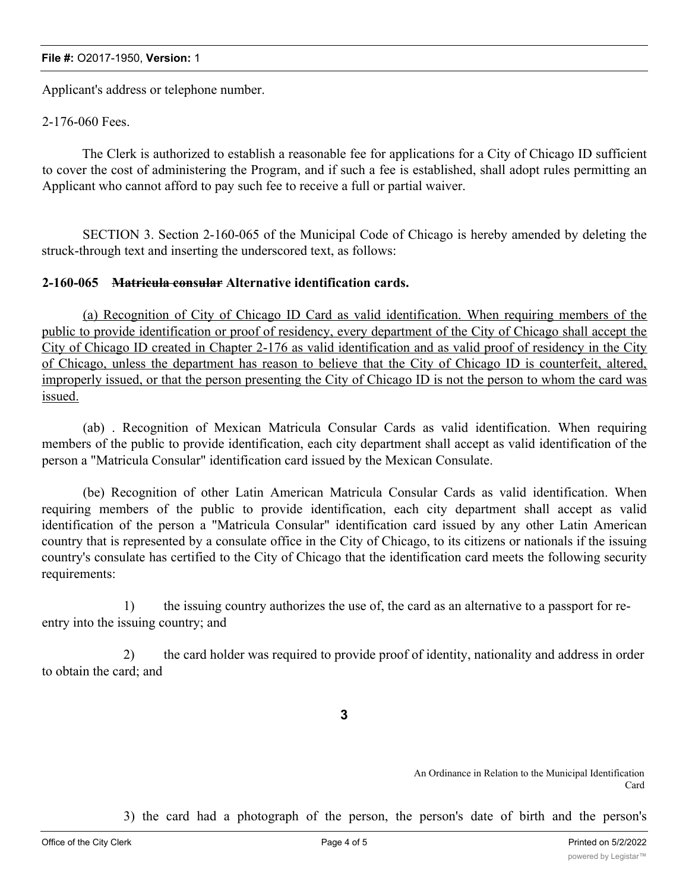Applicant's address or telephone number.

2-176-060 Fees.

The Clerk is authorized to establish a reasonable fee for applications for a City of Chicago ID sufficient to cover the cost of administering the Program, and if such a fee is established, shall adopt rules permitting an Applicant who cannot afford to pay such fee to receive a full or partial waiver.

SECTION 3. Section 2-160-065 of the Municipal Code of Chicago is hereby amended by deleting the struck-through text and inserting the underscored text, as follows:

**2-160-065 ~~Matricula consular~~ Alternative identification cards.**

<u>(a) Recognition of City of Chicago ID Card as valid identification. When requiring members of the public to provide identification or proof of residency, every department of the City of Chicago shall accept the City of Chicago ID created in Chapter 2-176 as valid identification and as valid proof of residency in the City of Chicago, unless the department has reason to believe that the City of Chicago ID is counterfeit, altered, improperly issued, or that the person presenting the City of Chicago ID is not the person to whom the card was issued.</u>

(ab) . Recognition of Mexican Matricula Consular Cards as valid identification. When requiring members of the public to provide identification, each city department shall accept as valid identification of the person a "Matricula Consular" identification card issued by the Mexican Consulate.

(be) Recognition of other Latin American Matricula Consular Cards as valid identification. When requiring members of the public to provide identification, each city department shall accept as valid identification of the person a "Matricula Consular" identification card issued by any other Latin American country that is represented by a consulate office in the City of Chicago, to its citizens or nationals if the issuing country's consulate has certified to the City of Chicago that the identification card meets the following security requirements:

1) the issuing country authorizes the use of, the card as an alternative to a passport for re-entry into the issuing country; and

2) the card holder was required to provide proof of identity, nationality and address in order to obtain the card; and

3) the card had a photograph of the person, the person's date of birth and the person's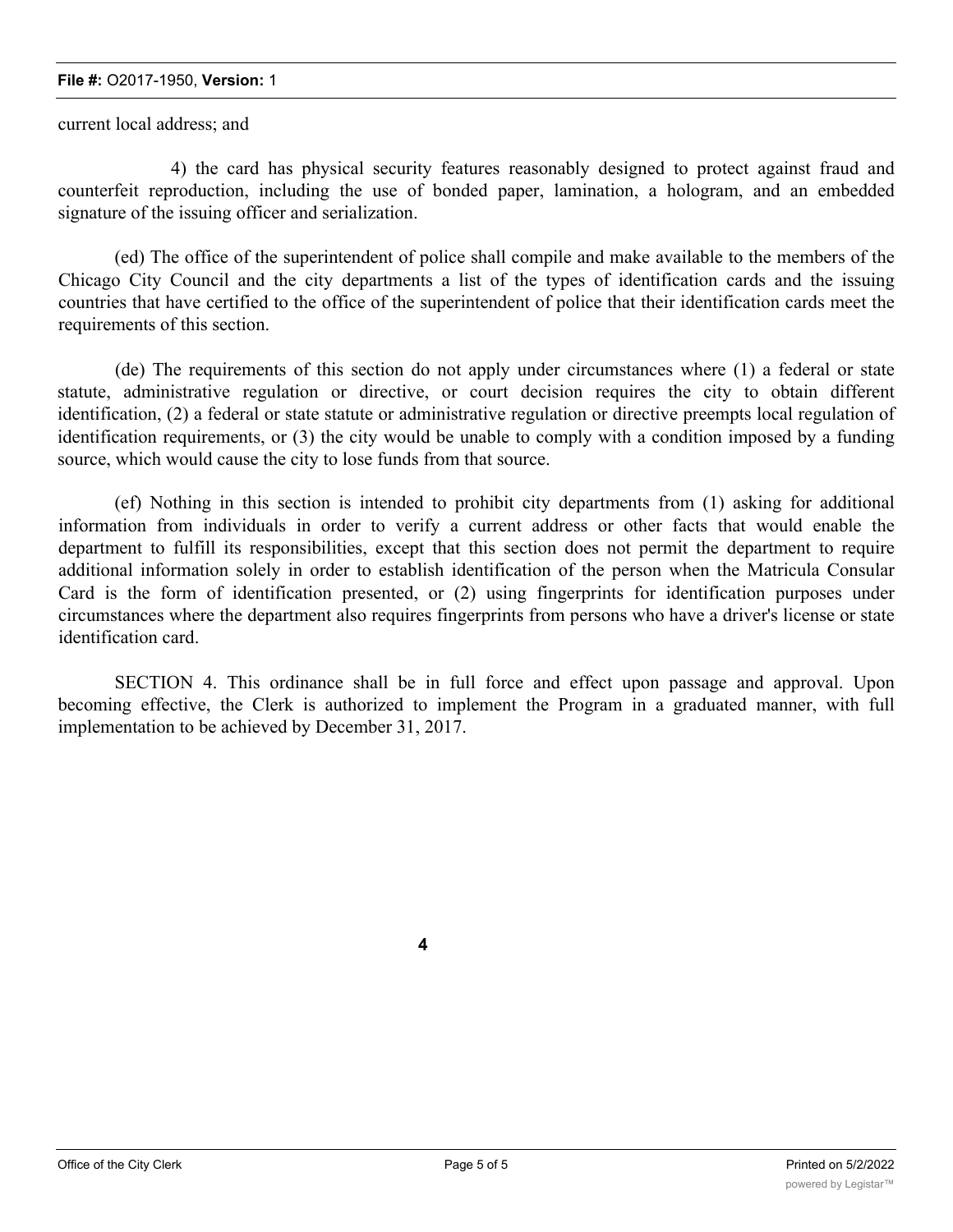current local address; and

4) the card has physical security features reasonably designed to protect against fraud and counterfeit reproduction, including the use of bonded paper, lamination, a hologram, and an embedded signature of the issuing officer and serialization.

(ed) The office of the superintendent of police shall compile and make available to the members of the Chicago City Council and the city departments a list of the types of identification cards and the issuing countries that have certified to the office of the superintendent of police that their identification cards meet the requirements of this section.

(de) The requirements of this section do not apply under circumstances where (1) a federal or state statute, administrative regulation or directive, or court decision requires the city to obtain different identification, (2) a federal or state statute or administrative regulation or directive preempts local regulation of identification requirements, or (3) the city would be unable to comply with a condition imposed by a funding source, which would cause the city to lose funds from that source.

(ef) Nothing in this section is intended to prohibit city departments from (1) asking for additional information from individuals in order to verify a current address or other facts that would enable the department to fulfill its responsibilities, except that this section does not permit the department to require additional information solely in order to establish identification of the person when the Matricula Consular Card is the form of identification presented, or (2) using fingerprints for identification purposes under circumstances where the department also requires fingerprints from persons who have a driver's license or state identification card.

SECTION 4. This ordinance shall be in full force and effect upon passage and approval. Upon becoming effective, the Clerk is authorized to implement the Program in a graduated manner, with full implementation to be achieved by December 31, 2017.